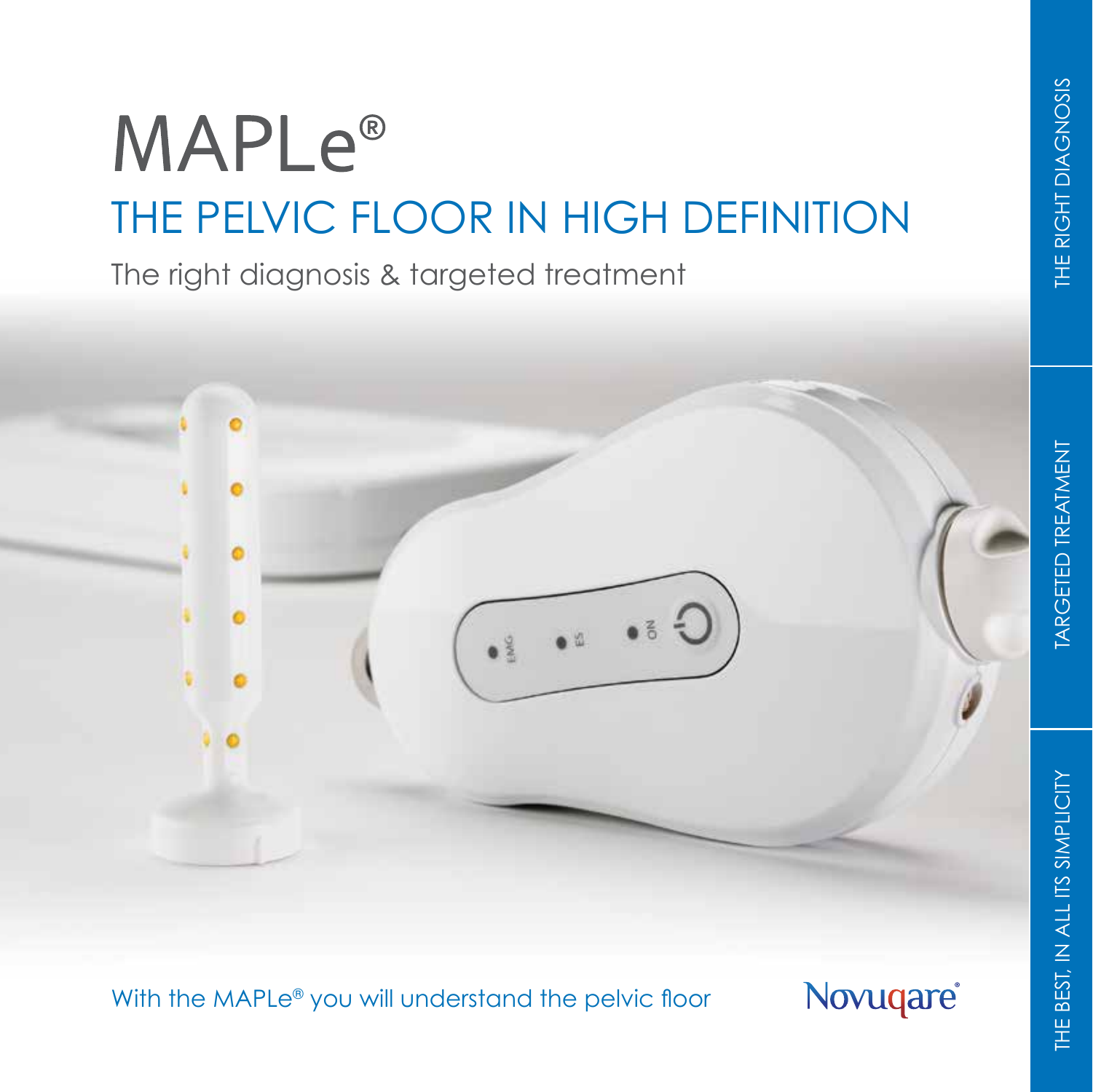# MAPLe®

## THE PELVIC FLOOR IN HIGH DEFINITION

The right diagnosis & targeted treatment

With the MAPLe® you will understand the pelvic floor

Novuqare®

THE RIGHT DIAGNOSIS

TARGETED TREATMENT

THE BEST, IN ALL ITS SIMPLICITY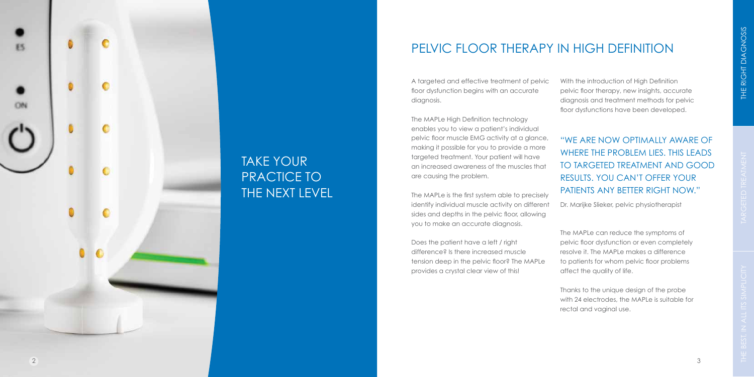# TAKE YOUR PRACTICE TO THE NEXT LEVEL

## PELVIC FLOOR THERAPY IN HIGH DEFINITION

A targeted and effective treatment of pelvic floor dysfunction begins with an accurate diagnosis.

The MAPLe High Definition technology enables you to view a patient's individual pelvic floor muscle EMG activity at a glance, making it possible for you to provide a more targeted treatment. Your patient will have an increased awareness of the muscles that are causing the problem.

The MAPLe is the first system able to precisely identify individual muscle activity on different sides and depths in the pelvic floor, allowing you to make an accurate diagnosis.

Does the patient have a left / right difference? Is there increased muscle tension deep in the pelvic floor? The MAPLe provides a crystal clear view of this!

With the introduction of High Definition pelvic floor therapy, new insights, accurate diagnosis and treatment methods for pelvic floor dysfunctions have been developed.

> "WE ARE NOW OPTIMALLY AWARE OF WHERE THE PROBLEM LIES. THIS LEADS TO TARGETED TREATMENT AND GOOD RESULTS. YOU CAN'T OFFER YOUR PATIENTS ANY BETTER RIGHT NOW."
>
> Dr. Marijke Slieker, pelvic physiotherapist

The MAPLe can reduce the symptoms of pelvic floor dysfunction or even completely resolve it. The MAPLe makes a difference to patients for whom pelvic floor problems affect the quality of life.

Thanks to the unique design of the probe with 24 electrodes, the MAPLe is suitable for rectal and vaginal use.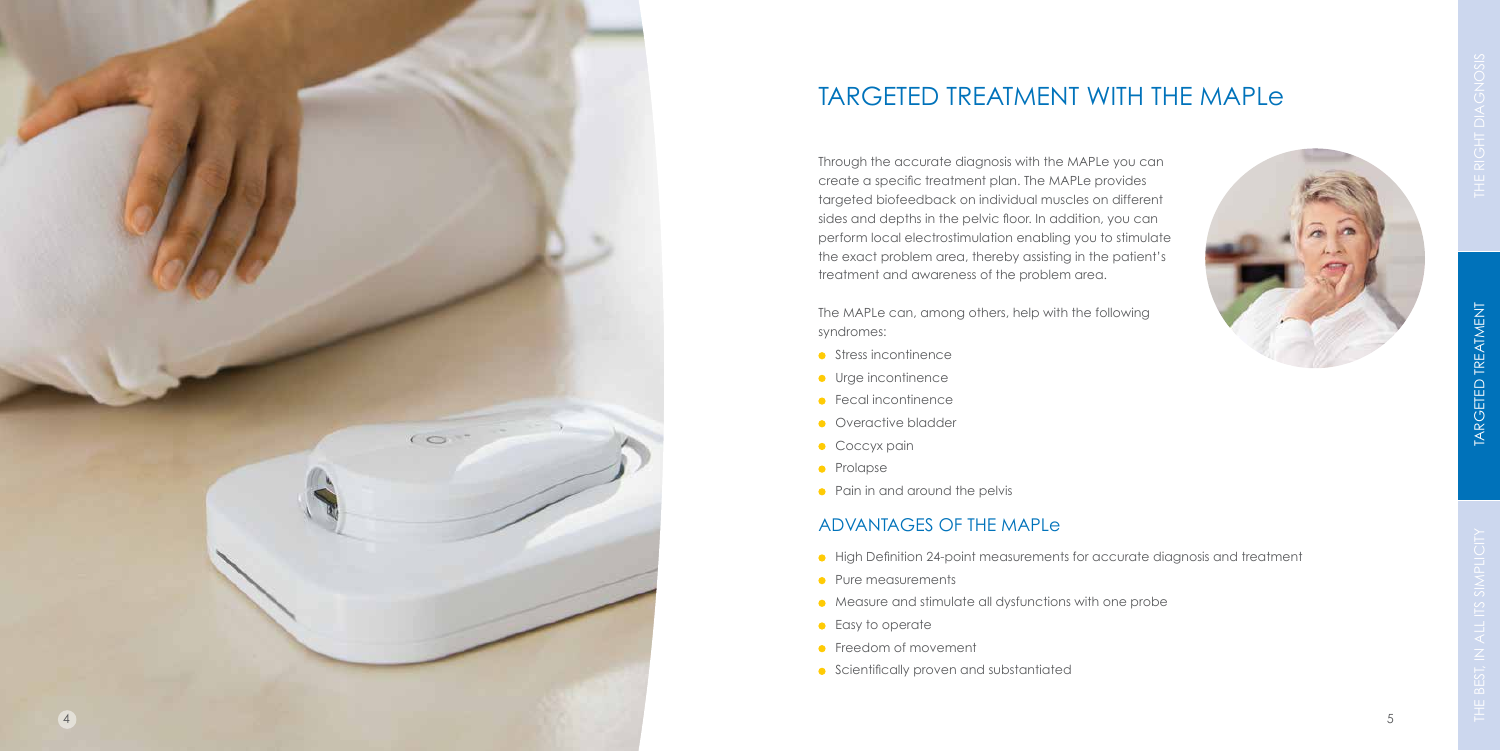# TARGETED TREATMENT WITH THE MAPLe

Through the accurate diagnosis with the MAPLe you can create a specific treatment plan. The MAPLe provides targeted biofeedback on individual muscles on different sides and depths in the pelvic floor. In addition, you can perform local electrostimulation enabling you to stimulate the exact problem area, thereby assisting in the patient's treatment and awareness of the problem area.

The MAPLe can, among others, help with the following syndromes:

- Stress incontinence
- Urge incontinence
- Fecal incontinence
- Overactive bladder
- Coccyx pain
- Prolapse
- Pain in and around the pelvis

## ADVANTAGES OF THE MAPLe

- High Definition 24-point measurements for accurate diagnosis and treatment
- Pure measurements
- Measure and stimulate all dysfunctions with one probe
- Easy to operate
- Freedom of movement
- Scientifically proven and substantiated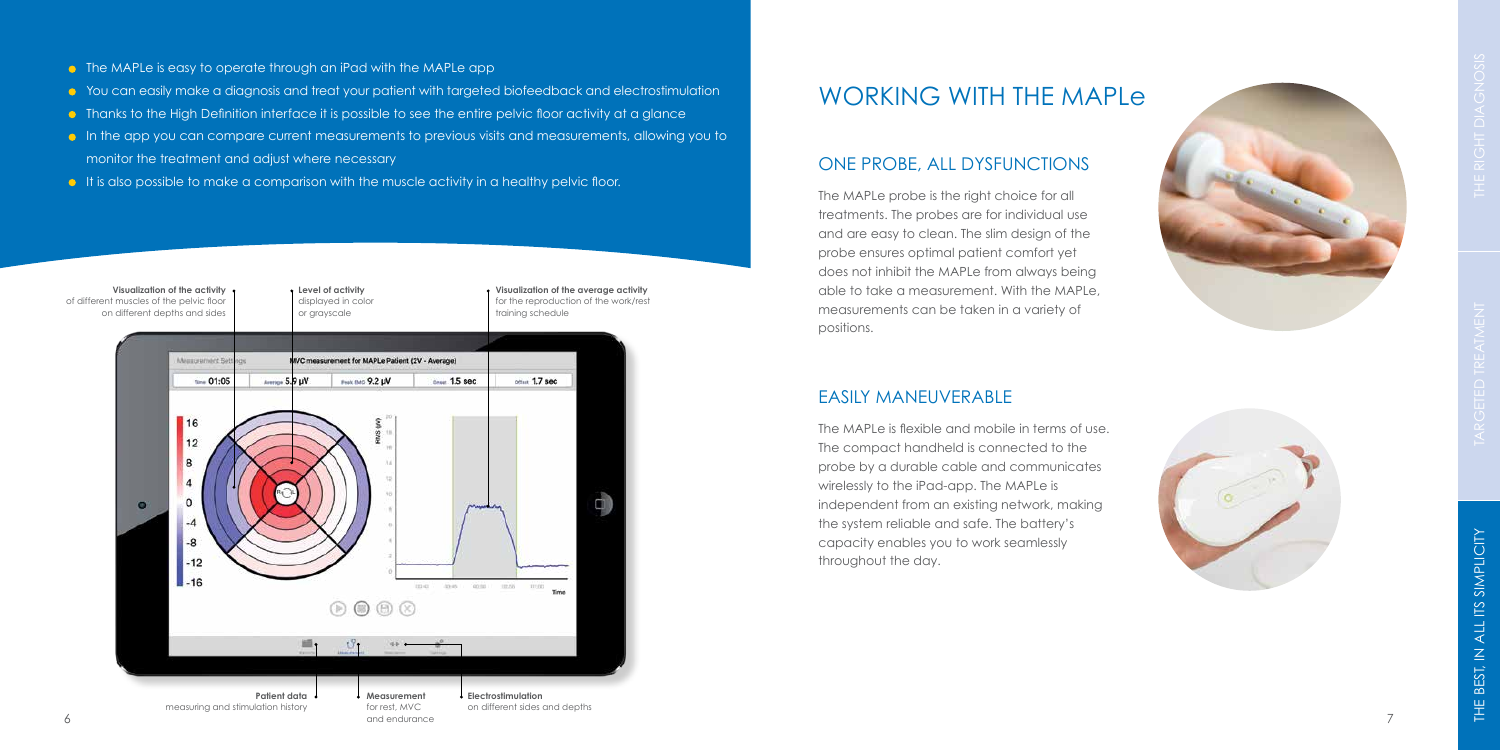- The MAPLe is easy to operate through an iPad with the MAPLe app
- You can easily make a diagnosis and treat your patient with targeted biofeedback and electrostimulation
- Thanks to the High Definition interface it is possible to see the entire pelvic floor activity at a glance
- In the app you can compare current measurements to previous visits and measurements, allowing you to monitor the treatment and adjust where necessary
- It is also possible to make a comparison with the muscle activity in a healthy pelvic floor.

**Visualization of the activity** of different muscles of the pelvic floor on different depths and sides

**Level of activity** displayed in color or grayscale

**Visualization of the average activity** for the reproduction of the work/rest training schedule

**Patient data** measuring and stimulation history

**Measurement** for rest, MVC and endurance

**Electrostimulation** on different sides and depths

# WORKING WITH THE MAPLe

## ONE PROBE, ALL DYSFUNCTIONS

The MAPLe probe is the right choice for all treatments. The probes are for individual use and are easy to clean. The slim design of the probe ensures optimal patient comfort yet does not inhibit the MAPLe from always being able to take a measurement. With the MAPLe, measurements can be taken in a variety of positions.

## EASILY MANEUVERABLE

The MAPLe is flexible and mobile in terms of use. The compact handheld is connected to the probe by a durable cable and communicates wirelessly to the iPad-app. The MAPLe is independent from an existing network, making the system reliable and safe. The battery's capacity enables you to work seamlessly throughout the day.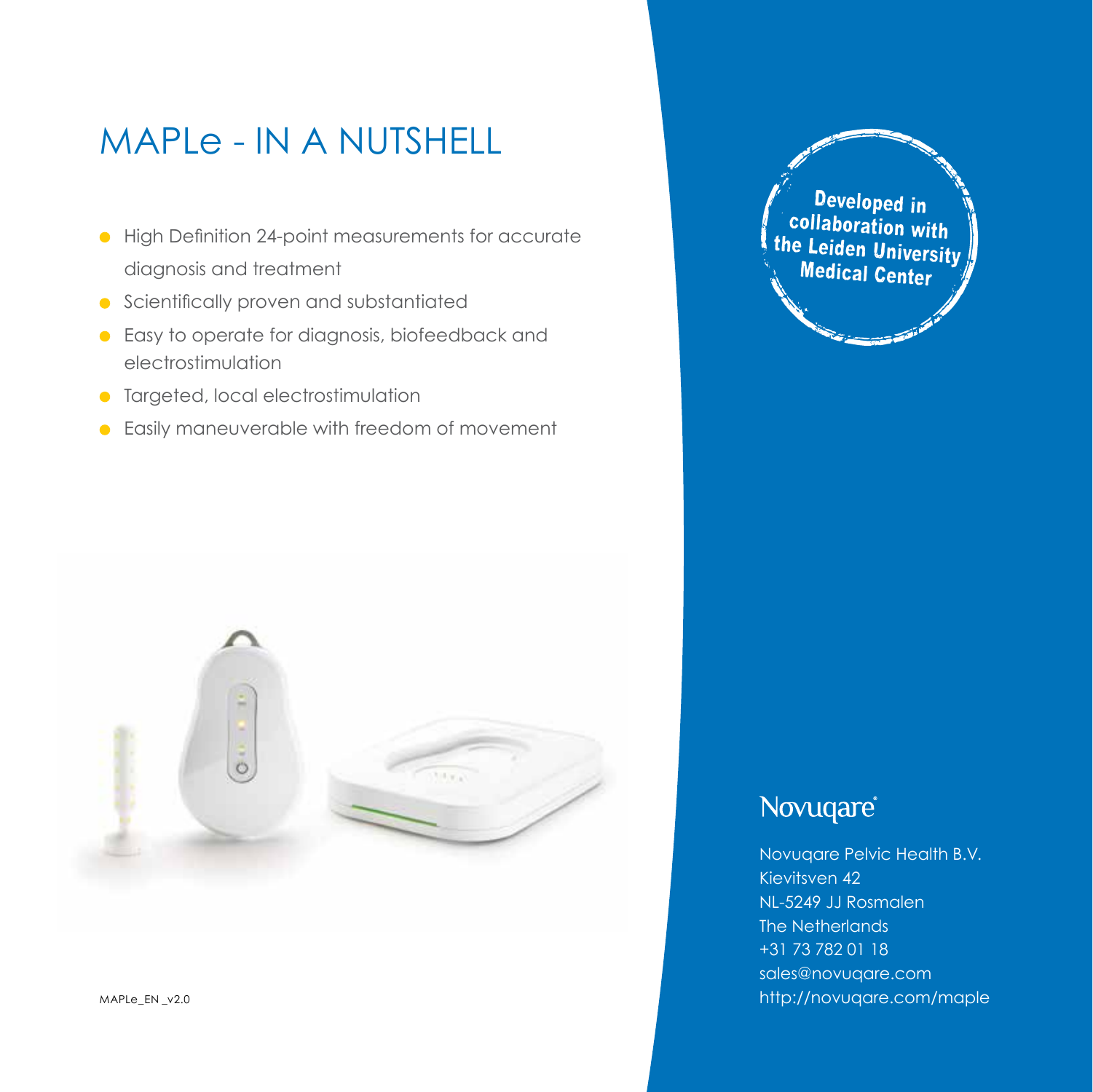# MAPLe - IN A NUTSHELL

- High Definition 24-point measurements for accurate diagnosis and treatment
- Scientifically proven and substantiated
- Easy to operate for diagnosis, biofeedback and electrostimulation
- Targeted, local electrostimulation
- Easily maneuverable with freedom of movement

Developed in collaboration with the Leiden University Medical Center

MAPLe_EN _v2.0

Novuqare®

Novuqare Pelvic Health B.V.
Kievitsven 42
NL-5249 JJ Rosmalen
The Netherlands
+31 73 782 01 18
sales@novuqare.com
http://novuqare.com/maple